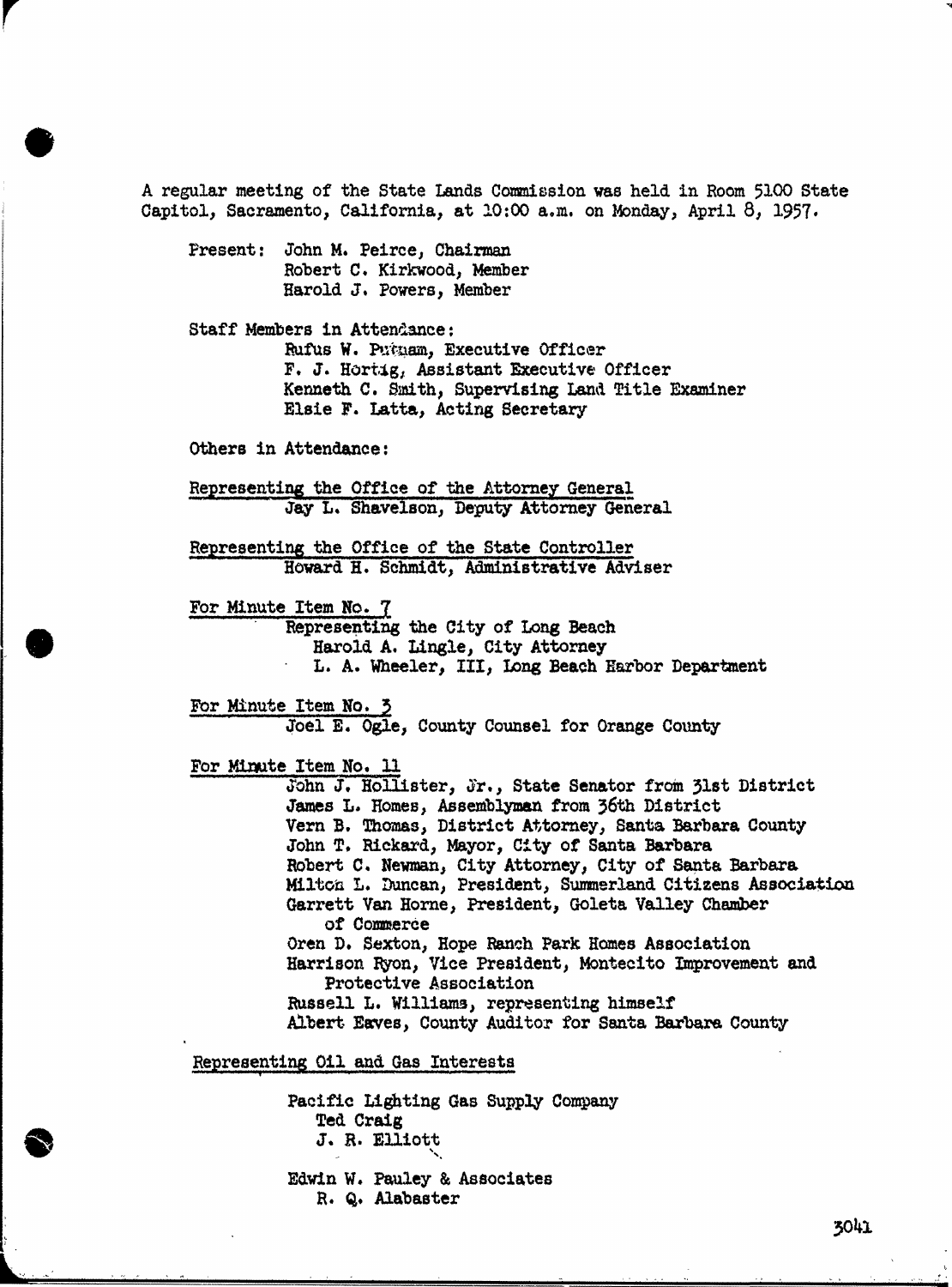A regular meeting of the State Lands Commission was held in Room 5100 State Capitol, Sacramento, California, at 10:00 a.m. on Monday, April 8, 1957.

Present: John M. Peirce, Chairman
Robert C. Kirkwood, Member
Harold J. Powers, Member

Staff Members in Attendance:
Rufus W. Putnam, Executive Officer
F. J. Hortig, Assistant Executive Officer
Kenneth C. Smith, Supervising Land Title Examiner
Elsie F. Latta, Acting Secretary

Others in Attendance:

Representing the Office of the Attorney General
Jay L. Shavelson, Deputy Attorney General

Representing the Office of the State Controller
Howard H. Schmidt, Administrative Adviser

For Minute Item No. 7
Representing the City of Long Beach
Harold A. Lingle, City Attorney
L. A. Wheeler, III, Long Beach Harbor Department

For Minute Item No. 3
Joel E. Ogle, County Counsel for Orange County

For Minute Item No. 11
John J. Hollister, Jr., State Senator from 31st District
James L. Homes, Assemblyman from 36th District
Vern B. Thomas, District Attorney, Santa Barbara County
John T. Rickard, Mayor, City of Santa Barbara
Robert C. Newman, City Attorney, City of Santa Barbara
Milton L. Duncan, President, Summerland Citizens Association
Garrett Van Horne, President, Goleta Valley Chamber of Commerce
Oren D. Sexton, Hope Ranch Park Homes Association
Harrison Ryon, Vice President, Montecito Improvement and Protective Association
Russell L. Williams, representing himself
Albert Eaves, County Auditor for Santa Barbara County

Representing Oil and Gas Interests

Pacific Lighting Gas Supply Company
Ted Craig
J. R. Elliott

Edwin W. Pauley & Associates
R. Q. Alabaster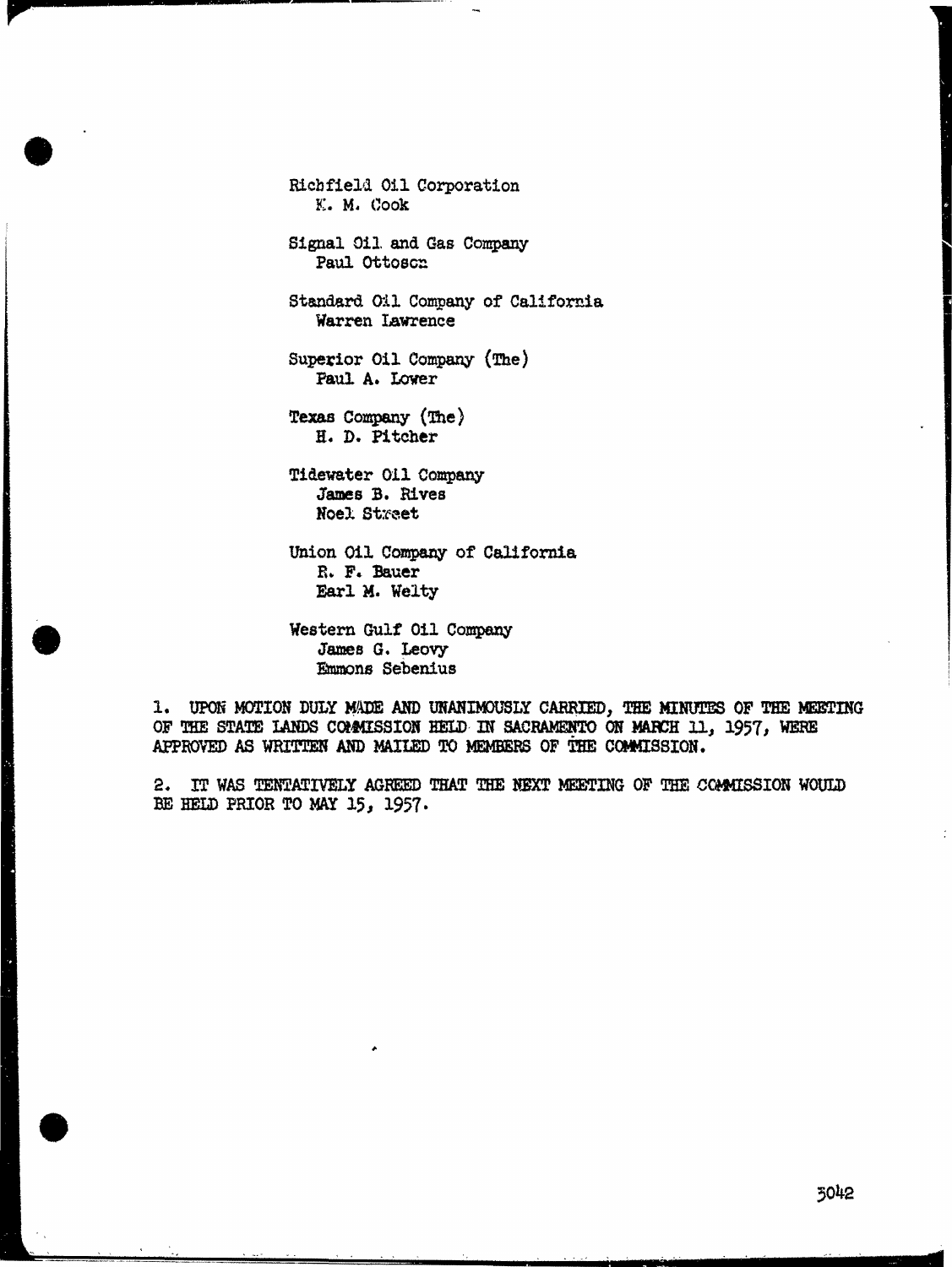Richfield Oil Corporation
K. M. Cook

Signal Oil and Gas Company
Paul Ottoson

Standard Oil Company of California
Warren Lawrence

Superior Oil Company (The)
Paul A. Lower

Texas Company (The)
H. D. Pitcher

Tidewater Oil Company
James B. Rives
Noel Street

Union Oil Company of California
R. F. Bauer
Earl M. Welty

Western Gulf Oil Company
James G. Leovy
Emmons Sebenius

1. UPON MOTION DULY MADE AND UNANIMOUSLY CARRIED, THE MINUTES OF THE MEETING OF THE STATE LANDS COMMISSION HELD IN SACRAMENTO ON MARCH 11, 1957, WERE APPROVED AS WRITTEN AND MAILED TO MEMBERS OF THE COMMISSION.

2. IT WAS TENTATIVELY AGREED THAT THE NEXT MEETING OF THE COMMISSION WOULD BE HELD PRIOR TO MAY 15, 1957.